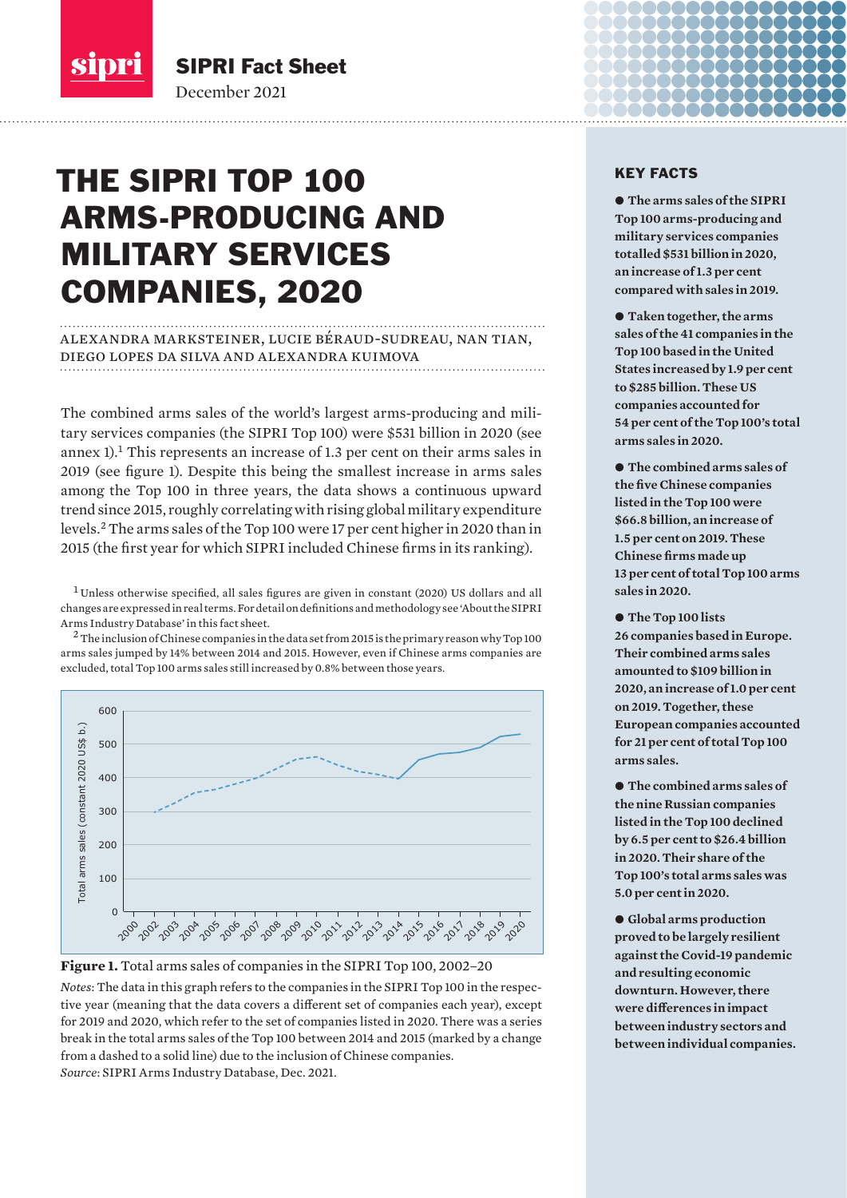SIPRI Fact Sheet

December 2021

# THE SIPRI TOP 100 ARMS-PRODUCING AND MILITARY SERVICES COMPANIES, 2020

ALEXANDRA MARKSTEINER, LUCIE BÉRAUD-SUDREAU, NAN TIAN, DIEGO LOPES DA SILVA AND ALEXANDRA KUIMOVA

The combined arms sales of the world's largest arms-producing and military services companies (the SIPRI Top 100) were $531 billion in 2020 (see annex 1).[1] This represents an increase of 1.3 per cent on their arms sales in 2019 (see figure 1). Despite this being the smallest increase in arms sales among the Top 100 in three years, the data shows a continuous upward trend since 2015, roughly correlating with rising global military expenditure levels.[2] The arms sales of the Top 100 were 17 per cent higher in 2020 than in 2015 (the first year for which SIPRI included Chinese firms in its ranking).

[1] Unless otherwise specified, all sales figures are given in constant (2020) US dollars and all changes are expressed in real terms. For detail on definitions and methodology see 'About the SIPRI Arms Industry Database' in this fact sheet.

[2] The inclusion of Chinese companies in the data set from 2015 is the primary reason why Top 100 arms sales jumped by 14% between 2014 and 2015. However, even if Chinese arms companies are excluded, total Top 100 arms sales still increased by 0.8% between those years.

**Figure 1.** Total arms sales of companies in the SIPRI Top 100, 2002–20

*Notes*: The data in this graph refers to the companies in the SIPRI Top 100 in the respective year (meaning that the data covers a different set of companies each year), except for 2019 and 2020, which refer to the set of companies listed in 2020. There was a series break in the total arms sales of the Top 100 between 2014 and 2015 (marked by a change from a dashed to a solid line) due to the inclusion of Chinese companies.

*Source*: SIPRI Arms Industry Database, Dec. 2021.

## KEY FACTS

- **The arms sales of the SIPRI Top 100 arms-producing and military services companies totalled $531 billion in 2020, an increase of 1.3 per cent compared with sales in 2019.**
- **Taken together, the arms sales of the 41 companies in the Top 100 based in the United States increased by 1.9 per cent to $285 billion. These US companies accounted for 54 per cent of the Top 100's total arms sales in 2020.**
- **The combined arms sales of the five Chinese companies listed in the Top 100 were $66.8 billion, an increase of 1.5 per cent on 2019. These Chinese firms made up 13 per cent of total Top 100 arms sales in 2020.**
- **The Top 100 lists 26 companies based in Europe. Their combined arms sales amounted to $109 billion in 2020, an increase of 1.0 per cent on 2019. Together, these European companies accounted for 21 per cent of total Top 100 arms sales.**
- **The combined arms sales of the nine Russian companies listed in the Top 100 declined by 6.5 per cent to $26.4 billion in 2020. Their share of the Top 100's total arms sales was 5.0 per cent in 2020.**
- **Global arms production proved to be largely resilient against the Covid-19 pandemic and resulting economic downturn. However, there were differences in impact between industry sectors and between individual companies.**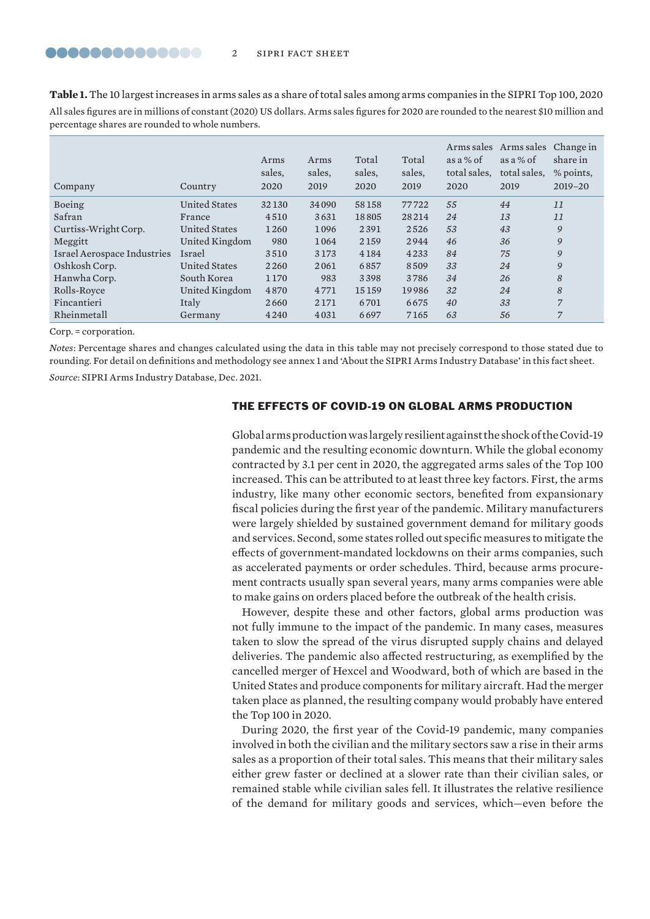**Table 1.** The 10 largest increases in arms sales as a share of total sales among arms companies in the SIPRI Top 100, 2020

All sales figures are in millions of constant (2020) US dollars. Arms sales figures for 2020 are rounded to the nearest $10 million and percentage shares are rounded to whole numbers.

| Company | Country | Arms sales, 2020 | Arms sales, 2019 | Total sales, 2020 | Total sales, 2019 | Arms sales as a % of total sales, 2020 | Arms sales as a % of total sales, 2019 | Change in share in % points, 2019–20 |
|---|---|---|---|---|---|---|---|---|
| Boeing | United States | 32 130 | 34 090 | 58 158 | 77 722 | *55* | *44* | *11* |
| Safran | France | 4 510 | 3 631 | 18 805 | 28 214 | *24* | *13* | *11* |
| Curtiss-Wright Corp. | United States | 1 260 | 1 096 | 2 391 | 2 526 | *53* | *43* | *9* |
| Meggitt | United Kingdom | 980 | 1 064 | 2 159 | 2 944 | *46* | *36* | *9* |
| Israel Aerospace Industries | Israel | 3 510 | 3 173 | 4 184 | 4 233 | *84* | *75* | *9* |
| Oshkosh Corp. | United States | 2 260 | 2 061 | 6 857 | 8 509 | *33* | *24* | *9* |
| Hanwha Corp. | South Korea | 1 170 | 983 | 3 398 | 3 786 | *34* | *26* | *8* |
| Rolls-Royce | United Kingdom | 4 870 | 4 771 | 15 159 | 19 986 | *32* | *24* | *8* |
| Fincantieri | Italy | 2 660 | 2 171 | 6 701 | 6 675 | *40* | *33* | *7* |
| Rheinmetall | Germany | 4 240 | 4 031 | 6 697 | 7 165 | *63* | *56* | *7* |

Corp. = corporation.

*Notes*: Percentage shares and changes calculated using the data in this table may not precisely correspond to those stated due to rounding. For detail on definitions and methodology see annex 1 and 'About the SIPRI Arms Industry Database' in this fact sheet.

*Source*: SIPRI Arms Industry Database, Dec. 2021.

## THE EFFECTS OF COVID-19 ON GLOBAL ARMS PRODUCTION

Global arms production was largely resilient against the shock of the Covid-19 pandemic and the resulting economic downturn. While the global economy contracted by 3.1 per cent in 2020, the aggregated arms sales of the Top 100 increased. This can be attributed to at least three key factors. First, the arms industry, like many other economic sectors, benefited from expansionary fiscal policies during the first year of the pandemic. Military manufacturers were largely shielded by sustained government demand for military goods and services. Second, some states rolled out specific measures to mitigate the effects of government-mandated lockdowns on their arms companies, such as accelerated payments or order schedules. Third, because arms procurement contracts usually span several years, many arms companies were able to make gains on orders placed before the outbreak of the health crisis.

However, despite these and other factors, global arms production was not fully immune to the impact of the pandemic. In many cases, measures taken to slow the spread of the virus disrupted supply chains and delayed deliveries. The pandemic also affected restructuring, as exemplified by the cancelled merger of Hexcel and Woodward, both of which are based in the United States and produce components for military aircraft. Had the merger taken place as planned, the resulting company would probably have entered the Top 100 in 2020.

During 2020, the first year of the Covid-19 pandemic, many companies involved in both the civilian and the military sectors saw a rise in their arms sales as a proportion of their total sales. This means that their military sales either grew faster or declined at a slower rate than their civilian sales, or remained stable while civilian sales fell. It illustrates the relative resilience of the demand for military goods and services, which—even before the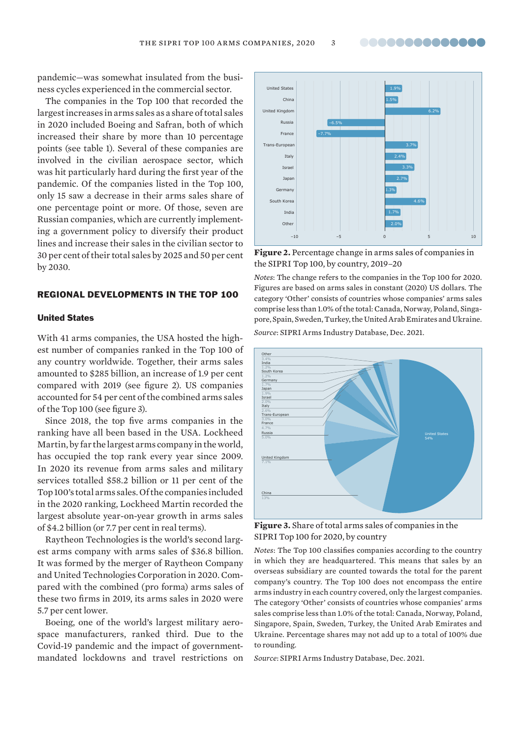pandemic—was somewhat insulated from the business cycles experienced in the commercial sector.

The companies in the Top 100 that recorded the largest increases in arms sales as a share of total sales in 2020 included Boeing and Safran, both of which increased their share by more than 10 percentage points (see table 1). Several of these companies are involved in the civilian aerospace sector, which was hit particularly hard during the first year of the pandemic. Of the companies listed in the Top 100, only 15 saw a decrease in their arms sales share of one percentage point or more. Of those, seven are Russian companies, which are currently implementing a government policy to diversify their product lines and increase their sales in the civilian sector to 30 per cent of their total sales by 2025 and 50 per cent by 2030.

## REGIONAL DEVELOPMENTS IN THE TOP 100

### United States

With 41 arms companies, the USA hosted the highest number of companies ranked in the Top 100 of any country worldwide. Together, their arms sales amounted to $285 billion, an increase of 1.9 per cent compared with 2019 (see figure 2). US companies accounted for 54 per cent of the combined arms sales of the Top 100 (see figure 3).

Since 2018, the top five arms companies in the ranking have all been based in the USA. Lockheed Martin, by far the largest arms company in the world, has occupied the top rank every year since 2009. In 2020 its revenue from arms sales and military services totalled $58.2 billion or 11 per cent of the Top 100's total arms sales. Of the companies included in the 2020 ranking, Lockheed Martin recorded the largest absolute year-on-year growth in arms sales of $4.2 billion (or 7.7 per cent in real terms).

Raytheon Technologies is the world's second largest arms company with arms sales of $36.8 billion. It was formed by the merger of Raytheon Company and United Technologies Corporation in 2020. Compared with the combined (pro forma) arms sales of these two firms in 2019, its arms sales in 2020 were 5.7 per cent lower.

Boeing, one of the world's largest military aerospace manufacturers, ranked third. Due to the Covid-19 pandemic and the impact of government-mandated lockdowns and travel restrictions on

| Country | Percentage change |
|---|---|
| United States | 1.9% |
| China | 1.5% |
| United Kingdom | 6.2% |
| Russia | −6.5% |
| France | −7.7% |
| Trans-European | 3.7% |
| Italy | 2.4% |
| Israel | 3.3% |
| Japan | 2.7% |
| Germany | 1.3% |
| South Korea | 4.6% |
| India | 1.7% |
| Other | 2.0% |

**Figure 2.** Percentage change in arms sales of companies in the SIPRI Top 100, by country, 2019–20

*Notes*: The change refers to the companies in the Top 100 for 2020. Figures are based on arms sales in constant (2020) US dollars. The category 'Other' consists of countries whose companies' arms sales comprise less than 1.0% of the total: Canada, Norway, Poland, Singapore, Spain, Sweden, Turkey, the United Arab Emirates and Ukraine.

*Source*: SIPRI Arms Industry Database, Dec. 2021.

| Country | Share |
|---|---|
| United States | 54% |
| China | 13% |
| United Kingdom | 7.1% |
| Russia | 5.0% |
| France | 4.7% |
| Trans-European | 3.0% |
| Italy | 2.6% |
| Israel | 2.0% |
| Japan | 1.9% |
| Germany | 1.7% |
| South Korea | 1.2% |
| India | 1.2% |
| Other | 3.4% |

**Figure 3.** Share of total arms sales of companies in the SIPRI Top 100 for 2020, by country

*Notes*: The Top 100 classifies companies according to the country in which they are headquartered. This means that sales by an overseas subsidiary are counted towards the total for the parent company's country. The Top 100 does not encompass the entire arms industry in each country covered, only the largest companies. The category 'Other' consists of countries whose companies' arms sales comprise less than 1.0% of the total: Canada, Norway, Poland, Singapore, Spain, Sweden, Turkey, the United Arab Emirates and Ukraine. Percentage shares may not add up to a total of 100% due to rounding.

*Source*: SIPRI Arms Industry Database, Dec. 2021.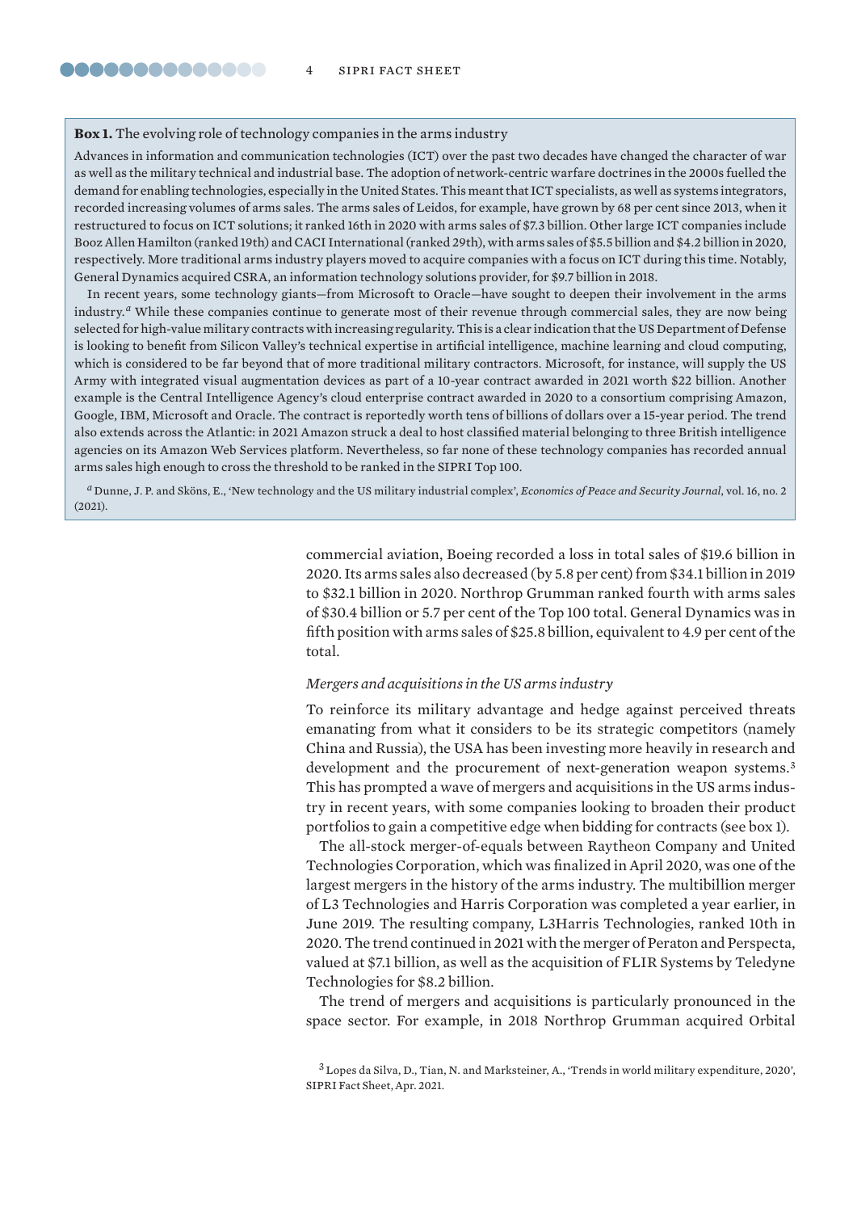**Box 1.** The evolving role of technology companies in the arms industry

Advances in information and communication technologies (ICT) over the past two decades have changed the character of war as well as the military technical and industrial base. The adoption of network-centric warfare doctrines in the 2000s fuelled the demand for enabling technologies, especially in the United States. This meant that ICT specialists, as well as systems integrators, recorded increasing volumes of arms sales. The arms sales of Leidos, for example, have grown by 68 per cent since 2013, when it restructured to focus on ICT solutions; it ranked 16th in 2020 with arms sales of $7.3 billion. Other large ICT companies include Booz Allen Hamilton (ranked 19th) and CACI International (ranked 29th), with arms sales of $5.5 billion and $4.2 billion in 2020, respectively. More traditional arms industry players moved to acquire companies with a focus on ICT during this time. Notably, General Dynamics acquired CSRA, an information technology solutions provider, for $9.7 billion in 2018.

In recent years, some technology giants—from Microsoft to Oracle—have sought to deepen their involvement in the arms industry.[a] While these companies continue to generate most of their revenue through commercial sales, they are now being selected for high-value military contracts with increasing regularity. This is a clear indication that the US Department of Defense is looking to benefit from Silicon Valley's technical expertise in artificial intelligence, machine learning and cloud computing, which is considered to be far beyond that of more traditional military contractors. Microsoft, for instance, will supply the US Army with integrated visual augmentation devices as part of a 10-year contract awarded in 2021 worth $22 billion. Another example is the Central Intelligence Agency's cloud enterprise contract awarded in 2020 to a consortium comprising Amazon, Google, IBM, Microsoft and Oracle. The contract is reportedly worth tens of billions of dollars over a 15-year period. The trend also extends across the Atlantic: in 2021 Amazon struck a deal to host classified material belonging to three British intelligence agencies on its Amazon Web Services platform. Nevertheless, so far none of these technology companies has recorded annual arms sales high enough to cross the threshold to be ranked in the SIPRI Top 100.

[a] Dunne, J. P. and Sköns, E., 'New technology and the US military industrial complex', *Economics of Peace and Security Journal*, vol. 16, no. 2 (2021).

commercial aviation, Boeing recorded a loss in total sales of $19.6 billion in 2020. Its arms sales also decreased (by 5.8 per cent) from $34.1 billion in 2019 to $32.1 billion in 2020. Northrop Grumman ranked fourth with arms sales of $30.4 billion or 5.7 per cent of the Top 100 total. General Dynamics was in fifth position with arms sales of $25.8 billion, equivalent to 4.9 per cent of the total.

*Mergers and acquisitions in the US arms industry*

To reinforce its military advantage and hedge against perceived threats emanating from what it considers to be its strategic competitors (namely China and Russia), the USA has been investing more heavily in research and development and the procurement of next-generation weapon systems.[3] This has prompted a wave of mergers and acquisitions in the US arms industry in recent years, with some companies looking to broaden their product portfolios to gain a competitive edge when bidding for contracts (see box 1).

The all-stock merger-of-equals between Raytheon Company and United Technologies Corporation, which was finalized in April 2020, was one of the largest mergers in the history of the arms industry. The multibillion merger of L3 Technologies and Harris Corporation was completed a year earlier, in June 2019. The resulting company, L3Harris Technologies, ranked 10th in 2020. The trend continued in 2021 with the merger of Peraton and Perspecta, valued at $7.1 billion, as well as the acquisition of FLIR Systems by Teledyne Technologies for $8.2 billion.

The trend of mergers and acquisitions is particularly pronounced in the space sector. For example, in 2018 Northrop Grumman acquired Orbital

[3] Lopes da Silva, D., Tian, N. and Marksteiner, A., 'Trends in world military expenditure, 2020', SIPRI Fact Sheet, Apr. 2021.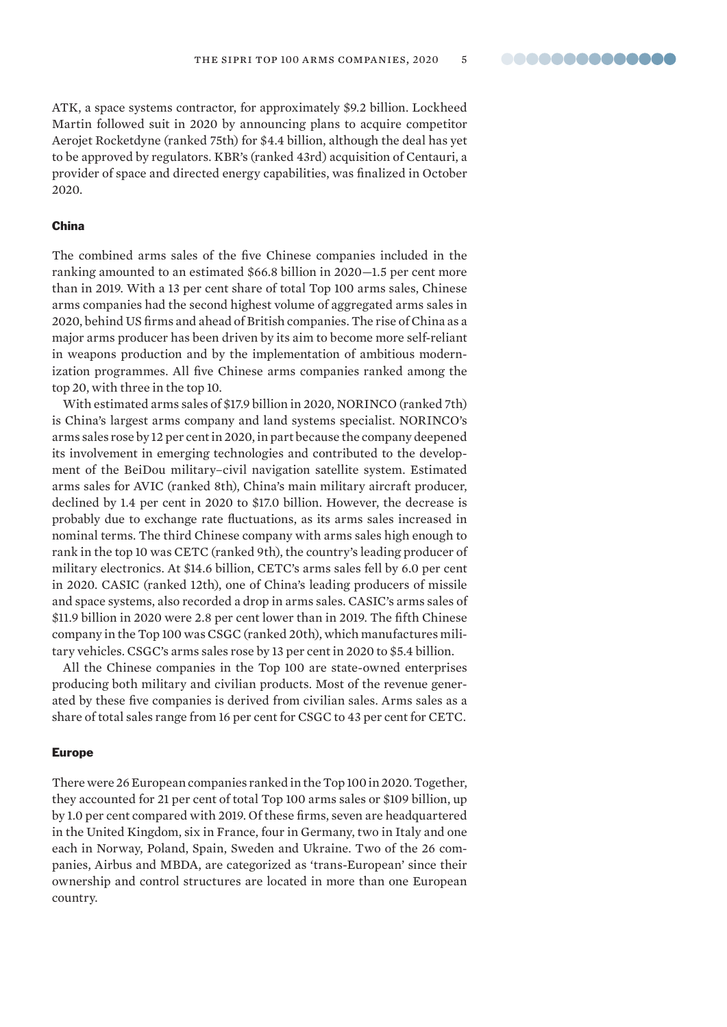ATK, a space systems contractor, for approximately $9.2 billion. Lockheed Martin followed suit in 2020 by announcing plans to acquire competitor Aerojet Rocketdyne (ranked 75th) for $4.4 billion, although the deal has yet to be approved by regulators. KBR's (ranked 43rd) acquisition of Centauri, a provider of space and directed energy capabilities, was finalized in October 2020.

### China

The combined arms sales of the five Chinese companies included in the ranking amounted to an estimated $66.8 billion in 2020—1.5 per cent more than in 2019. With a 13 per cent share of total Top 100 arms sales, Chinese arms companies had the second highest volume of aggregated arms sales in 2020, behind US firms and ahead of British companies. The rise of China as a major arms producer has been driven by its aim to become more self-reliant in weapons production and by the implementation of ambitious modernization programmes. All five Chinese arms companies ranked among the top 20, with three in the top 10.

With estimated arms sales of $17.9 billion in 2020, NORINCO (ranked 7th) is China's largest arms company and land systems specialist. NORINCO's arms sales rose by 12 per cent in 2020, in part because the company deepened its involvement in emerging technologies and contributed to the development of the BeiDou military–civil navigation satellite system. Estimated arms sales for AVIC (ranked 8th), China's main military aircraft producer, declined by 1.4 per cent in 2020 to $17.0 billion. However, the decrease is probably due to exchange rate fluctuations, as its arms sales increased in nominal terms. The third Chinese company with arms sales high enough to rank in the top 10 was CETC (ranked 9th), the country's leading producer of military electronics. At $14.6 billion, CETC's arms sales fell by 6.0 per cent in 2020. CASIC (ranked 12th), one of China's leading producers of missile and space systems, also recorded a drop in arms sales. CASIC's arms sales of $11.9 billion in 2020 were 2.8 per cent lower than in 2019. The fifth Chinese company in the Top 100 was CSGC (ranked 20th), which manufactures military vehicles. CSGC's arms sales rose by 13 per cent in 2020 to $5.4 billion.

All the Chinese companies in the Top 100 are state-owned enterprises producing both military and civilian products. Most of the revenue generated by these five companies is derived from civilian sales. Arms sales as a share of total sales range from 16 per cent for CSGC to 43 per cent for CETC.

### Europe

There were 26 European companies ranked in the Top 100 in 2020. Together, they accounted for 21 per cent of total Top 100 arms sales or $109 billion, up by 1.0 per cent compared with 2019. Of these firms, seven are headquartered in the United Kingdom, six in France, four in Germany, two in Italy and one each in Norway, Poland, Spain, Sweden and Ukraine. Two of the 26 companies, Airbus and MBDA, are categorized as 'trans-European' since their ownership and control structures are located in more than one European country.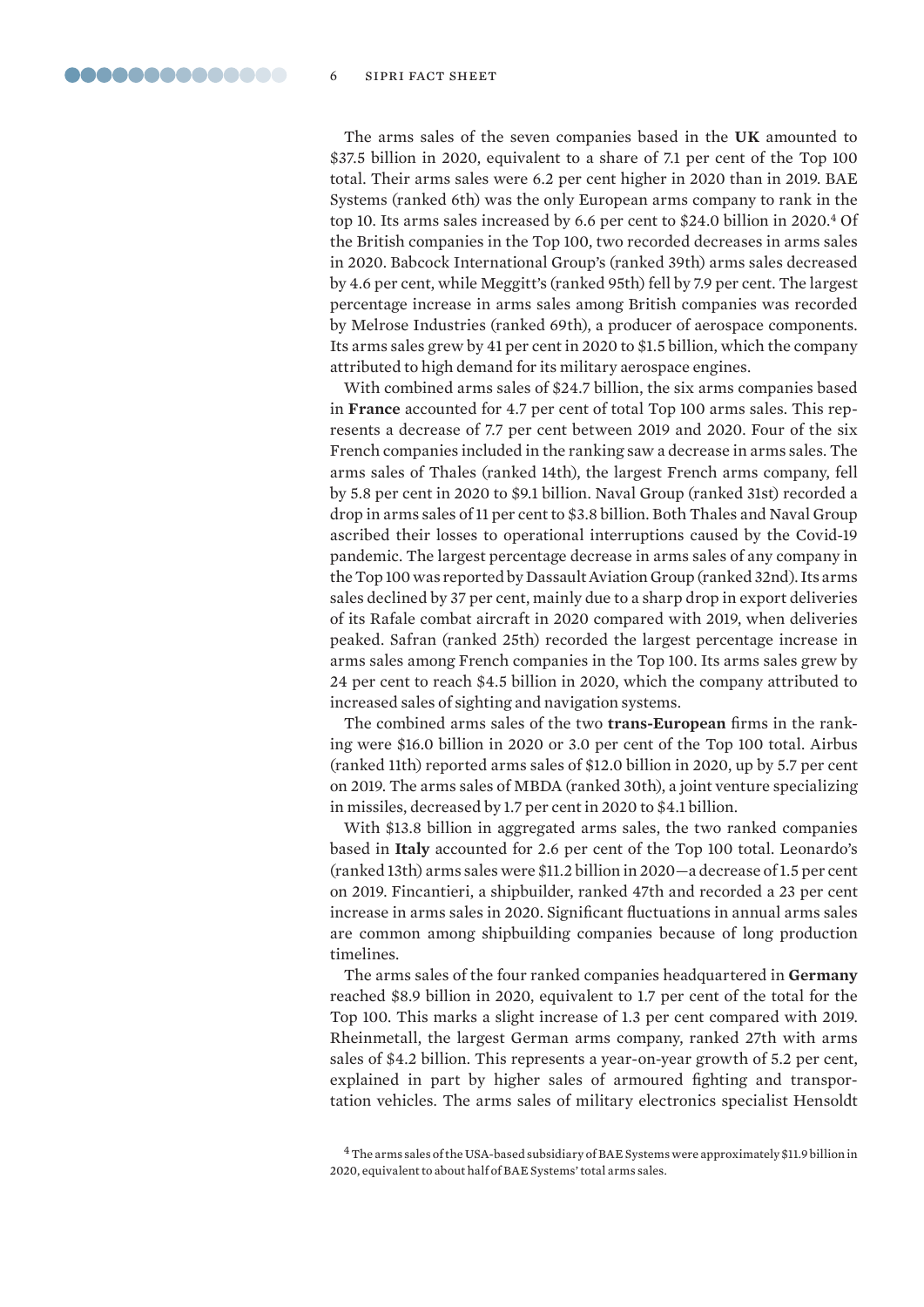The arms sales of the seven companies based in the **UK** amounted to $37.5 billion in 2020, equivalent to a share of 7.1 per cent of the Top 100 total. Their arms sales were 6.2 per cent higher in 2020 than in 2019. BAE Systems (ranked 6th) was the only European arms company to rank in the top 10. Its arms sales increased by 6.6 per cent to $24.0 billion in 2020.[4] Of the British companies in the Top 100, two recorded decreases in arms sales in 2020. Babcock International Group's (ranked 39th) arms sales decreased by 4.6 per cent, while Meggitt's (ranked 95th) fell by 7.9 per cent. The largest percentage increase in arms sales among British companies was recorded by Melrose Industries (ranked 69th), a producer of aerospace components. Its arms sales grew by 41 per cent in 2020 to $1.5 billion, which the company attributed to high demand for its military aerospace engines.

With combined arms sales of $24.7 billion, the six arms companies based in **France** accounted for 4.7 per cent of total Top 100 arms sales. This represents a decrease of 7.7 per cent between 2019 and 2020. Four of the six French companies included in the ranking saw a decrease in arms sales. The arms sales of Thales (ranked 14th), the largest French arms company, fell by 5.8 per cent in 2020 to $9.1 billion. Naval Group (ranked 31st) recorded a drop in arms sales of 11 per cent to $3.8 billion. Both Thales and Naval Group ascribed their losses to operational interruptions caused by the Covid-19 pandemic. The largest percentage decrease in arms sales of any company in the Top 100 was reported by Dassault Aviation Group (ranked 32nd). Its arms sales declined by 37 per cent, mainly due to a sharp drop in export deliveries of its Rafale combat aircraft in 2020 compared with 2019, when deliveries peaked. Safran (ranked 25th) recorded the largest percentage increase in arms sales among French companies in the Top 100. Its arms sales grew by 24 per cent to reach $4.5 billion in 2020, which the company attributed to increased sales of sighting and navigation systems.

The combined arms sales of the two **trans-European** firms in the ranking were $16.0 billion in 2020 or 3.0 per cent of the Top 100 total. Airbus (ranked 11th) reported arms sales of $12.0 billion in 2020, up by 5.7 per cent on 2019. The arms sales of MBDA (ranked 30th), a joint venture specializing in missiles, decreased by 1.7 per cent in 2020 to $4.1 billion.

With $13.8 billion in aggregated arms sales, the two ranked companies based in **Italy** accounted for 2.6 per cent of the Top 100 total. Leonardo's (ranked 13th) arms sales were $11.2 billion in 2020—a decrease of 1.5 per cent on 2019. Fincantieri, a shipbuilder, ranked 47th and recorded a 23 per cent increase in arms sales in 2020. Significant fluctuations in annual arms sales are common among shipbuilding companies because of long production timelines.

The arms sales of the four ranked companies headquartered in **Germany** reached $8.9 billion in 2020, equivalent to 1.7 per cent of the total for the Top 100. This marks a slight increase of 1.3 per cent compared with 2019. Rheinmetall, the largest German arms company, ranked 27th with arms sales of $4.2 billion. This represents a year-on-year growth of 5.2 per cent, explained in part by higher sales of armoured fighting and transportation vehicles. The arms sales of military electronics specialist Hensoldt

[4] The arms sales of the USA-based subsidiary of BAE Systems were approximately $11.9 billion in 2020, equivalent to about half of BAE Systems' total arms sales.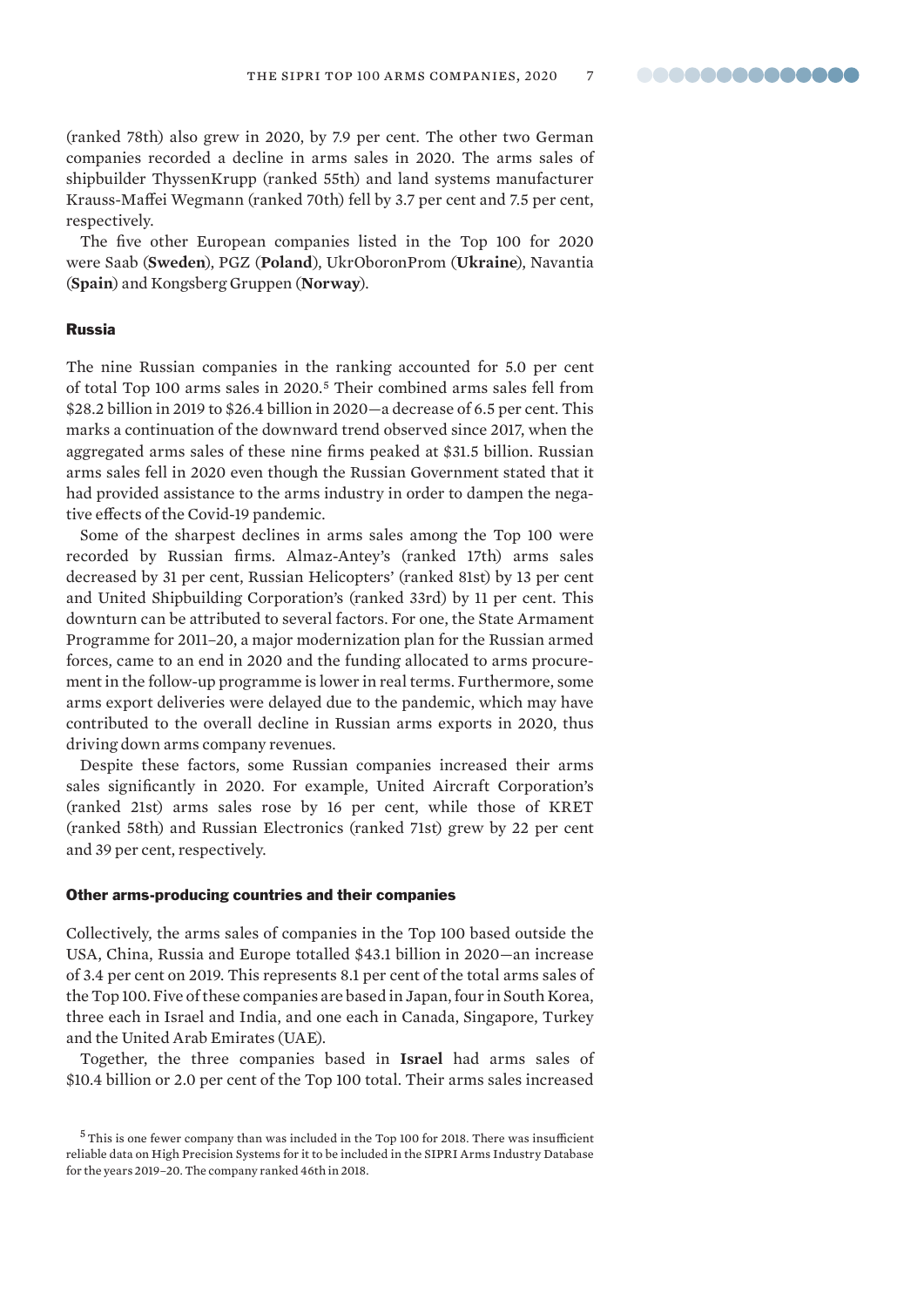(ranked 78th) also grew in 2020, by 7.9 per cent. The other two German companies recorded a decline in arms sales in 2020. The arms sales of shipbuilder ThyssenKrupp (ranked 55th) and land systems manufacturer Krauss-Maffei Wegmann (ranked 70th) fell by 3.7 per cent and 7.5 per cent, respectively.

The five other European companies listed in the Top 100 for 2020 were Saab (**Sweden**), PGZ (**Poland**), UkrOboronProm (**Ukraine**), Navantia (**Spain**) and Kongsberg Gruppen (**Norway**).

### Russia

The nine Russian companies in the ranking accounted for 5.0 per cent of total Top 100 arms sales in 2020.[5] Their combined arms sales fell from \$28.2 billion in 2019 to \$26.4 billion in 2020—a decrease of 6.5 per cent. This marks a continuation of the downward trend observed since 2017, when the aggregated arms sales of these nine firms peaked at \$31.5 billion. Russian arms sales fell in 2020 even though the Russian Government stated that it had provided assistance to the arms industry in order to dampen the negative effects of the Covid-19 pandemic.

Some of the sharpest declines in arms sales among the Top 100 were recorded by Russian firms. Almaz-Antey's (ranked 17th) arms sales decreased by 31 per cent, Russian Helicopters' (ranked 81st) by 13 per cent and United Shipbuilding Corporation's (ranked 33rd) by 11 per cent. This downturn can be attributed to several factors. For one, the State Armament Programme for 2011–20, a major modernization plan for the Russian armed forces, came to an end in 2020 and the funding allocated to arms procurement in the follow-up programme is lower in real terms. Furthermore, some arms export deliveries were delayed due to the pandemic, which may have contributed to the overall decline in Russian arms exports in 2020, thus driving down arms company revenues.

Despite these factors, some Russian companies increased their arms sales significantly in 2020. For example, United Aircraft Corporation's (ranked 21st) arms sales rose by 16 per cent, while those of KRET (ranked 58th) and Russian Electronics (ranked 71st) grew by 22 per cent and 39 per cent, respectively.

### Other arms-producing countries and their companies

Collectively, the arms sales of companies in the Top 100 based outside the USA, China, Russia and Europe totalled \$43.1 billion in 2020—an increase of 3.4 per cent on 2019. This represents 8.1 per cent of the total arms sales of the Top 100. Five of these companies are based in Japan, four in South Korea, three each in Israel and India, and one each in Canada, Singapore, Turkey and the United Arab Emirates (UAE).

Together, the three companies based in **Israel** had arms sales of \$10.4 billion or 2.0 per cent of the Top 100 total. Their arms sales increased

[5] This is one fewer company than was included in the Top 100 for 2018. There was insufficient reliable data on High Precision Systems for it to be included in the SIPRI Arms Industry Database for the years 2019–20. The company ranked 46th in 2018.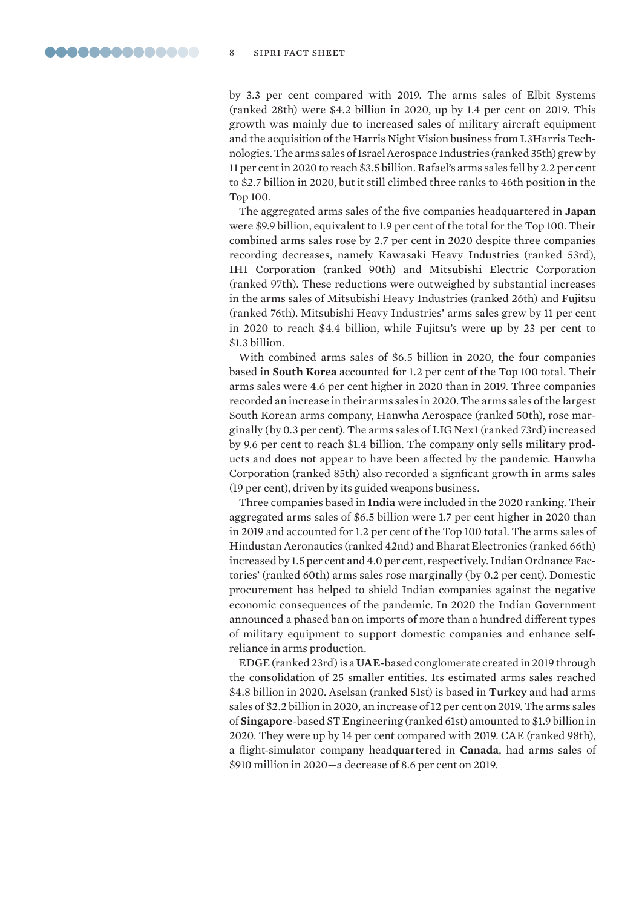by 3.3 per cent compared with 2019. The arms sales of Elbit Systems (ranked 28th) were $4.2 billion in 2020, up by 1.4 per cent on 2019. This growth was mainly due to increased sales of military aircraft equipment and the acquisition of the Harris Night Vision business from L3Harris Technologies. The arms sales of Israel Aerospace Industries (ranked 35th) grew by 11 per cent in 2020 to reach $3.5 billion. Rafael's arms sales fell by 2.2 per cent to $2.7 billion in 2020, but it still climbed three ranks to 46th position in the Top 100.

The aggregated arms sales of the five companies headquartered in **Japan** were $9.9 billion, equivalent to 1.9 per cent of the total for the Top 100. Their combined arms sales rose by 2.7 per cent in 2020 despite three companies recording decreases, namely Kawasaki Heavy Industries (ranked 53rd), IHI Corporation (ranked 90th) and Mitsubishi Electric Corporation (ranked 97th). These reductions were outweighed by substantial increases in the arms sales of Mitsubishi Heavy Industries (ranked 26th) and Fujitsu (ranked 76th). Mitsubishi Heavy Industries' arms sales grew by 11 per cent in 2020 to reach $4.4 billion, while Fujitsu's were up by 23 per cent to $1.3 billion.

With combined arms sales of $6.5 billion in 2020, the four companies based in **South Korea** accounted for 1.2 per cent of the Top 100 total. Their arms sales were 4.6 per cent higher in 2020 than in 2019. Three companies recorded an increase in their arms sales in 2020. The arms sales of the largest South Korean arms company, Hanwha Aerospace (ranked 50th), rose marginally (by 0.3 per cent). The arms sales of LIG Nex1 (ranked 73rd) increased by 9.6 per cent to reach $1.4 billion. The company only sells military products and does not appear to have been affected by the pandemic. Hanwha Corporation (ranked 85th) also recorded a signficant growth in arms sales (19 per cent), driven by its guided weapons business.

Three companies based in **India** were included in the 2020 ranking. Their aggregated arms sales of $6.5 billion were 1.7 per cent higher in 2020 than in 2019 and accounted for 1.2 per cent of the Top 100 total. The arms sales of Hindustan Aeronautics (ranked 42nd) and Bharat Electronics (ranked 66th) increased by 1.5 per cent and 4.0 per cent, respectively. Indian Ordnance Factories' (ranked 60th) arms sales rose marginally (by 0.2 per cent). Domestic procurement has helped to shield Indian companies against the negative economic consequences of the pandemic. In 2020 the Indian Government announced a phased ban on imports of more than a hundred different types of military equipment to support domestic companies and enhance self-reliance in arms production.

EDGE (ranked 23rd) is a **UAE**-based conglomerate created in 2019 through the consolidation of 25 smaller entities. Its estimated arms sales reached $4.8 billion in 2020. Aselsan (ranked 51st) is based in **Turkey** and had arms sales of $2.2 billion in 2020, an increase of 12 per cent on 2019. The arms sales of **Singapore**-based ST Engineering (ranked 61st) amounted to $1.9 billion in 2020. They were up by 14 per cent compared with 2019. CAE (ranked 98th), a flight-simulator company headquartered in **Canada**, had arms sales of $910 million in 2020—a decrease of 8.6 per cent on 2019.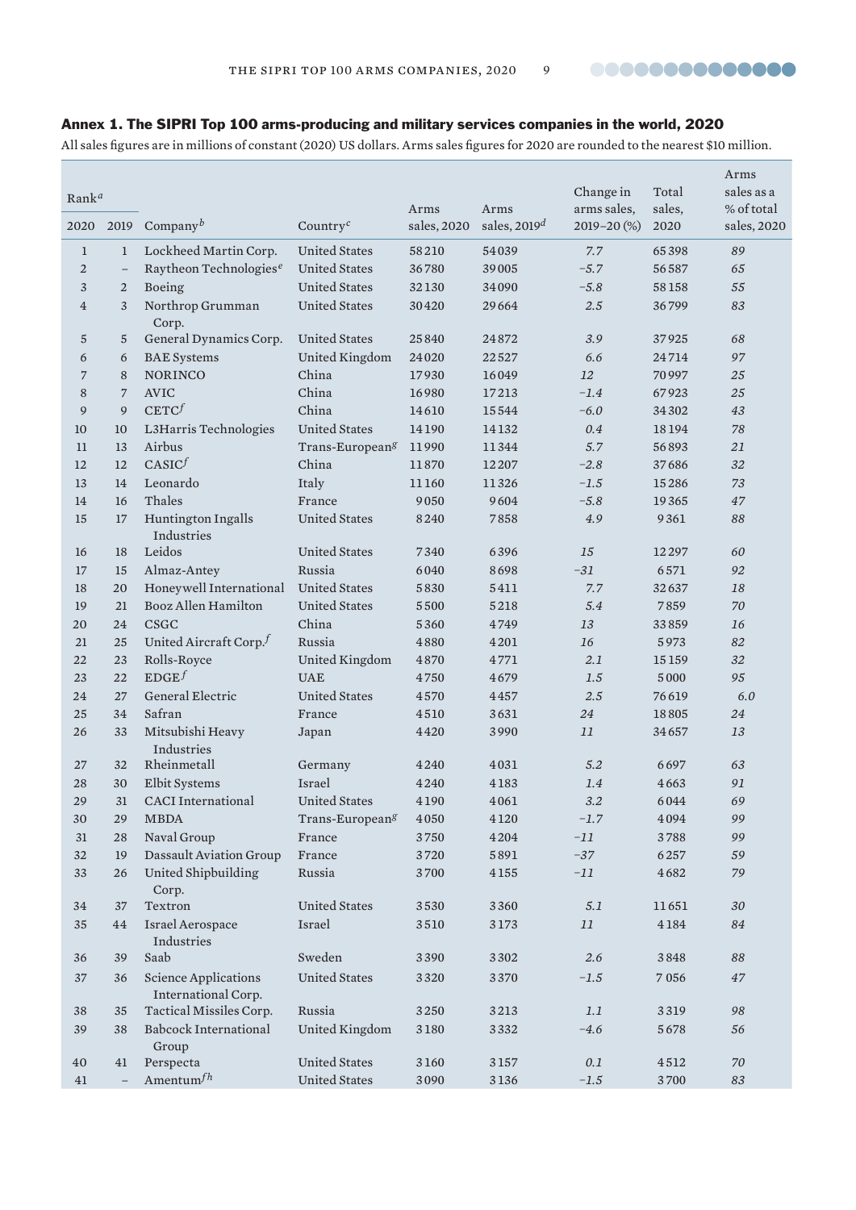## Annex 1. The SIPRI Top 100 arms-producing and military services companies in the world, 2020

All sales figures are in millions of constant (2020) US dollars. Arms sales figures for 2020 are rounded to the nearest $10 million.

| Rank[a] | | | | | | | | |
|---|---|---|---|---|---|---|---|---|
| 2020 | 2019 | Company[b] | Country[c] | Arms sales, 2020 | Arms sales, 2019[d] | Change in arms sales, 2019–20 (%) | Total sales, 2020 | Arms sales as a % of total sales, 2020 |
| 1 | 1 | Lockheed Martin Corp. | United States | 58 210 | 54 039 | *7.7* | 65 398 | *89* |
| 2 | – | Raytheon Technologies[e] | United States | 36 780 | 39 005 | *–5.7* | 56 587 | *65* |
| 3 | 2 | Boeing | United States | 32 130 | 34 090 | *–5.8* | 58 158 | *55* |
| 4 | 3 | Northrop Grumman Corp. | United States | 30 420 | 29 664 | *2.5* | 36 799 | *83* |
| 5 | 5 | General Dynamics Corp. | United States | 25 840 | 24 872 | *3.9* | 37 925 | *68* |
| 6 | 6 | BAE Systems | United Kingdom | 24 020 | 22 527 | *6.6* | 24 714 | *97* |
| 7 | 8 | NORINCO | China | 17 930 | 16 049 | *12* | 70 997 | *25* |
| 8 | 7 | AVIC | China | 16 980 | 17 213 | *–1.4* | 67 923 | *25* |
| 9 | 9 | CETC[f] | China | 14 610 | 15 544 | *–6.0* | 34 302 | *43* |
| 10 | 10 | L3Harris Technologies | United States | 14 190 | 14 132 | *0.4* | 18 194 | *78* |
| 11 | 13 | Airbus | Trans-European[g] | 11 990 | 11 344 | *5.7* | 56 893 | *21* |
| 12 | 12 | CASIC[f] | China | 11 870 | 12 207 | *–2.8* | 37 686 | *32* |
| 13 | 14 | Leonardo | Italy | 11 160 | 11 326 | *–1.5* | 15 286 | *73* |
| 14 | 16 | Thales | France | 9 050 | 9 604 | *–5.8* | 19 365 | *47* |
| 15 | 17 | Huntington Ingalls Industries | United States | 8 240 | 7 858 | *4.9* | 9 361 | *88* |
| 16 | 18 | Leidos | United States | 7 340 | 6 396 | *15* | 12 297 | *60* |
| 17 | 15 | Almaz-Antey | Russia | 6 040 | 8 698 | *–31* | 6 571 | *92* |
| 18 | 20 | Honeywell International | United States | 5 830 | 5 411 | *7.7* | 32 637 | *18* |
| 19 | 21 | Booz Allen Hamilton | United States | 5 500 | 5 218 | *5.4* | 7 859 | *70* |
| 20 | 24 | CSGC | China | 5 360 | 4 749 | *13* | 33 859 | *16* |
| 21 | 25 | United Aircraft Corp.[f] | Russia | 4 880 | 4 201 | *16* | 5 973 | *82* |
| 22 | 23 | Rolls-Royce | United Kingdom | 4 870 | 4 771 | *2.1* | 15 159 | *32* |
| 23 | 22 | EDGE[f] | UAE | 4 750 | 4 679 | *1.5* | 5 000 | *95* |
| 24 | 27 | General Electric | United States | 4 570 | 4 457 | *2.5* | 76 619 | *6.0* |
| 25 | 34 | Safran | France | 4 510 | 3 631 | *24* | 18 805 | *24* |
| 26 | 33 | Mitsubishi Heavy Industries | Japan | 4 420 | 3 990 | *11* | 34 657 | *13* |
| 27 | 32 | Rheinmetall | Germany | 4 240 | 4 031 | *5.2* | 6 697 | *63* |
| 28 | 30 | Elbit Systems | Israel | 4 240 | 4 183 | *1.4* | 4 663 | *91* |
| 29 | 31 | CACI International | United States | 4 190 | 4 061 | *3.2* | 6 044 | *69* |
| 30 | 29 | MBDA | Trans-European[g] | 4 050 | 4 120 | *–1.7* | 4 094 | *99* |
| 31 | 28 | Naval Group | France | 3 750 | 4 204 | *–11* | 3 788 | *99* |
| 32 | 19 | Dassault Aviation Group | France | 3 720 | 5 891 | *–37* | 6 257 | *59* |
| 33 | 26 | United Shipbuilding Corp. | Russia | 3 700 | 4 155 | *–11* | 4 682 | *79* |
| 34 | 37 | Textron | United States | 3 530 | 3 360 | *5.1* | 11 651 | *30* |
| 35 | 44 | Israel Aerospace Industries | Israel | 3 510 | 3 173 | *11* | 4 184 | *84* |
| 36 | 39 | Saab | Sweden | 3 390 | 3 302 | *2.6* | 3 848 | *88* |
| 37 | 36 | Science Applications International Corp. | United States | 3 320 | 3 370 | *–1.5* | 7 056 | *47* |
| 38 | 35 | Tactical Missiles Corp. | Russia | 3 250 | 3 213 | *1.1* | 3 319 | *98* |
| 39 | 38 | Babcock International Group | United Kingdom | 3 180 | 3 332 | *–4.6* | 5 678 | *56* |
| 40 | 41 | Perspecta | United States | 3 160 | 3 157 | *0.1* | 4 512 | *70* |
| 41 | – | Amentum[f,h] | United States | 3 090 | 3 136 | *–1.5* | 3 700 | *83* |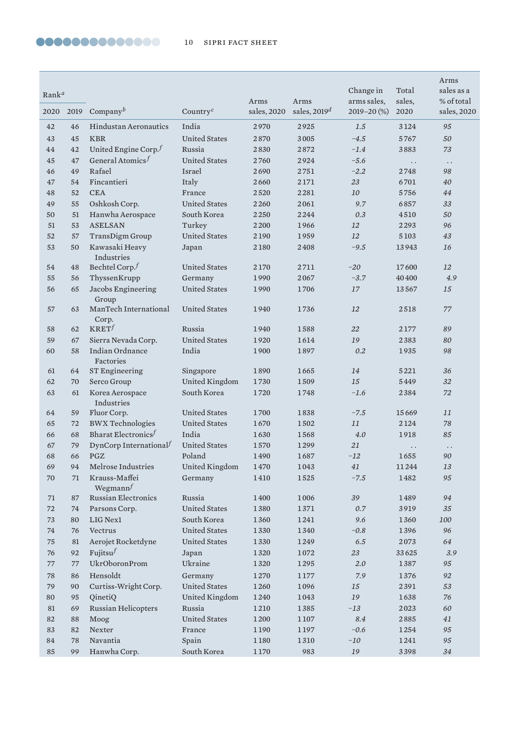| Rank[a] | | Company[b] | Country[c] | Arms sales, 2020 | Arms sales, 2019[d] | Change in arms sales, 2019–20 (%) | Total sales, 2020 | Arms sales as a % of total sales, 2020 |
|---|---|---|---|---|---|---|---|---|
| 2020 | 2019 | | | | | | | |
| 42 | 46 | Hindustan Aeronautics | India | 2 970 | 2 925 | *1.5* | 3 124 | *95* |
| 43 | 45 | KBR | United States | 2 870 | 3 005 | *–4.5* | 5 767 | *50* |
| 44 | 42 | United Engine Corp.[f] | Russia | 2 830 | 2 872 | *–1.4* | 3 883 | *73* |
| 45 | 47 | General Atomics[f] | United States | 2 760 | 2 924 | *–5.6* | . . | . . |
| 46 | 49 | Rafael | Israel | 2 690 | 2 751 | *–2.2* | 2 748 | *98* |
| 47 | 54 | Fincantieri | Italy | 2 660 | 2 171 | *23* | 6 701 | *40* |
| 48 | 52 | CEA | France | 2 520 | 2 281 | *10* | 5 756 | *44* |
| 49 | 55 | Oshkosh Corp. | United States | 2 260 | 2 061 | *9.7* | 6 857 | *33* |
| 50 | 51 | Hanwha Aerospace | South Korea | 2 250 | 2 244 | *0.3* | 4 510 | *50* |
| 51 | 53 | ASELSAN | Turkey | 2 200 | 1 966 | *12* | 2 293 | *96* |
| 52 | 57 | TransDigm Group | United States | 2 190 | 1 959 | *12* | 5 103 | *43* |
| 53 | 50 | Kawasaki Heavy Industries | Japan | 2 180 | 2 408 | *–9.5* | 13 943 | *16* |
| 54 | 48 | Bechtel Corp.[f] | United States | 2 170 | 2 711 | *–20* | 17 600 | *12* |
| 55 | 56 | ThyssenKrupp | Germany | 1 990 | 2 067 | *–3.7* | 40 400 | *4.9* |
| 56 | 65 | Jacobs Engineering Group | United States | 1 990 | 1 706 | *17* | 13 567 | *15* |
| 57 | 63 | ManTech International Corp. | United States | 1 940 | 1 736 | *12* | 2 518 | *77* |
| 58 | 62 | KRET[f] | Russia | 1 940 | 1 588 | *22* | 2 177 | *89* |
| 59 | 67 | Sierra Nevada Corp. | United States | 1 920 | 1 614 | *19* | 2 383 | *80* |
| 60 | 58 | Indian Ordnance Factories | India | 1 900 | 1 897 | *0.2* | 1 935 | *98* |
| 61 | 64 | ST Engineering | Singapore | 1 890 | 1 665 | *14* | 5 221 | *36* |
| 62 | 70 | Serco Group | United Kingdom | 1 730 | 1 509 | *15* | 5 449 | *32* |
| 63 | 61 | Korea Aerospace Industries | South Korea | 1 720 | 1 748 | *–1.6* | 2 384 | *72* |
| 64 | 59 | Fluor Corp. | United States | 1 700 | 1 838 | *–7.5* | 15 669 | *11* |
| 65 | 72 | BWX Technologies | United States | 1 670 | 1 502 | *11* | 2 124 | *78* |
| 66 | 68 | Bharat Electronics[f] | India | 1 630 | 1 568 | *4.0* | 1 918 | *85* |
| 67 | 79 | DynCorp International[f] | United States | 1 570 | 1 299 | *21* | . . | . . |
| 68 | 66 | PGZ | Poland | 1 490 | 1 687 | *–12* | 1 655 | *90* |
| 69 | 94 | Melrose Industries | United Kingdom | 1 470 | 1 043 | *41* | 11 244 | *13* |
| 70 | 71 | Krauss-Maffei Wegmann[f] | Germany | 1 410 | 1 525 | *–7.5* | 1 482 | *95* |
| 71 | 87 | Russian Electronics | Russia | 1 400 | 1 006 | *39* | 1 489 | *94* |
| 72 | 74 | Parsons Corp. | United States | 1 380 | 1 371 | *0.7* | 3 919 | *35* |
| 73 | 80 | LIG Nex1 | South Korea | 1 360 | 1 241 | *9.6* | 1 360 | *100* |
| 74 | 76 | Vectrus | United States | 1 330 | 1 340 | *–0.8* | 1 396 | *96* |
| 75 | 81 | Aerojet Rocketdyne | United States | 1 330 | 1 249 | *6.5* | 2 073 | *64* |
| 76 | 92 | Fujitsu[f] | Japan | 1 320 | 1 072 | *23* | 33 625 | *3.9* |
| 77 | 77 | UkrOboronProm | Ukraine | 1 320 | 1 295 | *2.0* | 1 387 | *95* |
| 78 | 86 | Hensoldt | Germany | 1 270 | 1 177 | *7.9* | 1 376 | *92* |
| 79 | 90 | Curtiss-Wright Corp. | United States | 1 260 | 1 096 | *15* | 2 391 | *53* |
| 80 | 95 | QinetiQ | United Kingdom | 1 240 | 1 043 | *19* | 1 638 | *76* |
| 81 | 69 | Russian Helicopters | Russia | 1 210 | 1 385 | *–13* | 2 023 | *60* |
| 82 | 88 | Moog | United States | 1 200 | 1 107 | *8.4* | 2 885 | *41* |
| 83 | 82 | Nexter | France | 1 190 | 1 197 | *–0.6* | 1 254 | *95* |
| 84 | 78 | Navantia | Spain | 1 180 | 1 310 | *–10* | 1 241 | *95* |
| 85 | 99 | Hanwha Corp. | South Korea | 1 170 | 983 | *19* | 3 398 | *34* |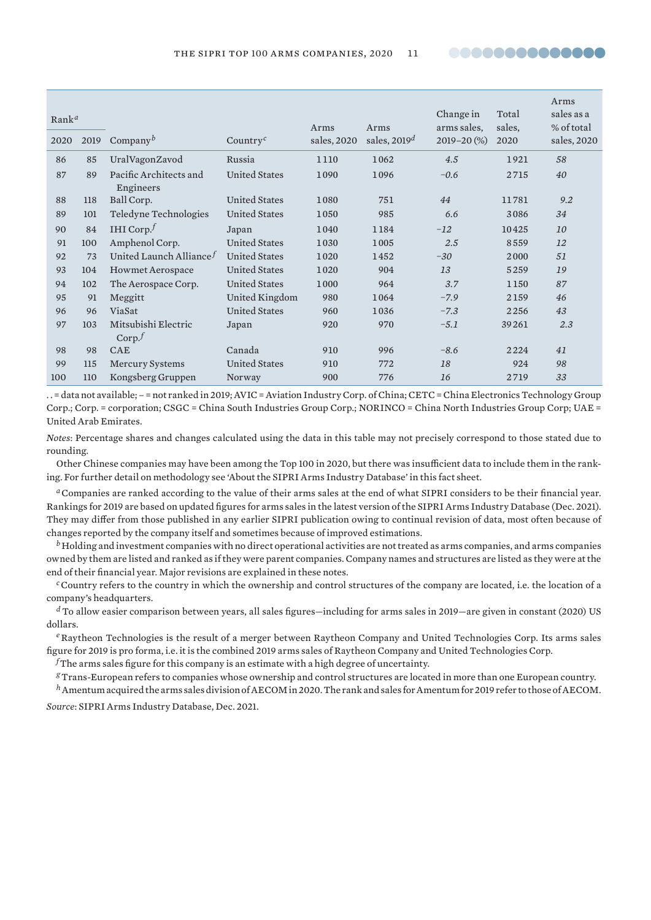| Rank[a] | | | | | | | | |
|---|---|---|---|---|---|---|---|---|
| 2020 | 2019 | Company[b] | Country[c] | Arms sales, 2020 | Arms sales, 2019[d] | Change in arms sales, 2019–20 (%) | Total sales, 2020 | Arms sales as a % of total sales, 2020 |
| 86 | 85 | UralVagonZavod | Russia | 1 110 | 1 062 | *4.5* | 1 921 | *58* |
| 87 | 89 | Pacific Architects and Engineers | United States | 1 090 | 1 096 | *−0.6* | 2 715 | *40* |
| 88 | 118 | Ball Corp. | United States | 1 080 | 751 | *44* | 11 781 | *9.2* |
| 89 | 101 | Teledyne Technologies | United States | 1 050 | 985 | *6.6* | 3 086 | *34* |
| 90 | 84 | IHI Corp.[f] | Japan | 1 040 | 1 184 | *−12* | 10 425 | *10* |
| 91 | 100 | Amphenol Corp. | United States | 1 030 | 1 005 | *2.5* | 8 559 | *12* |
| 92 | 73 | United Launch Alliance[f] | United States | 1 020 | 1 452 | *−30* | 2 000 | *51* |
| 93 | 104 | Howmet Aerospace | United States | 1 020 | 904 | *13* | 5 259 | *19* |
| 94 | 102 | The Aerospace Corp. | United States | 1 000 | 964 | *3.7* | 1 150 | *87* |
| 95 | 91 | Meggitt | United Kingdom | 980 | 1 064 | *−7.9* | 2 159 | *46* |
| 96 | 96 | ViaSat | United States | 960 | 1 036 | *−7.3* | 2 256 | *43* |
| 97 | 103 | Mitsubishi Electric Corp.[f] | Japan | 920 | 970 | *−5.1* | 39 261 | *2.3* |
| 98 | 98 | CAE | Canada | 910 | 996 | *−8.6* | 2 224 | *41* |
| 99 | 115 | Mercury Systems | United States | 910 | 772 | *18* | 924 | *98* |
| 100 | 110 | Kongsberg Gruppen | Norway | 900 | 776 | *16* | 2 719 | *33* |

. . = data not available; – = not ranked in 2019; AVIC = Aviation Industry Corp. of China; CETC = China Electronics Technology Group Corp.; Corp. = corporation; CSGC = China South Industries Group Corp.; NORINCO = China North Industries Group Corp; UAE = United Arab Emirates.

*Notes*: Percentage shares and changes calculated using the data in this table may not precisely correspond to those stated due to rounding.

Other Chinese companies may have been among the Top 100 in 2020, but there was insufficient data to include them in the ranking. For further detail on methodology see 'About the SIPRI Arms Industry Database' in this fact sheet.

[a] Companies are ranked according to the value of their arms sales at the end of what SIPRI considers to be their financial year. Rankings for 2019 are based on updated figures for arms sales in the latest version of the SIPRI Arms Industry Database (Dec. 2021). They may differ from those published in any earlier SIPRI publication owing to continual revision of data, most often because of changes reported by the company itself and sometimes because of improved estimations.

[b] Holding and investment companies with no direct operational activities are not treated as arms companies, and arms companies owned by them are listed and ranked as if they were parent companies. Company names and structures are listed as they were at the end of their financial year. Major revisions are explained in these notes.

[c] Country refers to the country in which the ownership and control structures of the company are located, i.e. the location of a company's headquarters.

[d] To allow easier comparison between years, all sales figures—including for arms sales in 2019—are given in constant (2020) US dollars.

[e] Raytheon Technologies is the result of a merger between Raytheon Company and United Technologies Corp. Its arms sales figure for 2019 is pro forma, i.e. it is the combined 2019 arms sales of Raytheon Company and United Technologies Corp.

[f] The arms sales figure for this company is an estimate with a high degree of uncertainty.

[g] Trans-European refers to companies whose ownership and control structures are located in more than one European country.

[h] Amentum acquired the arms sales division of AECOM in 2020. The rank and sales for Amentum for 2019 refer to those of AECOM.

*Source*: SIPRI Arms Industry Database, Dec. 2021.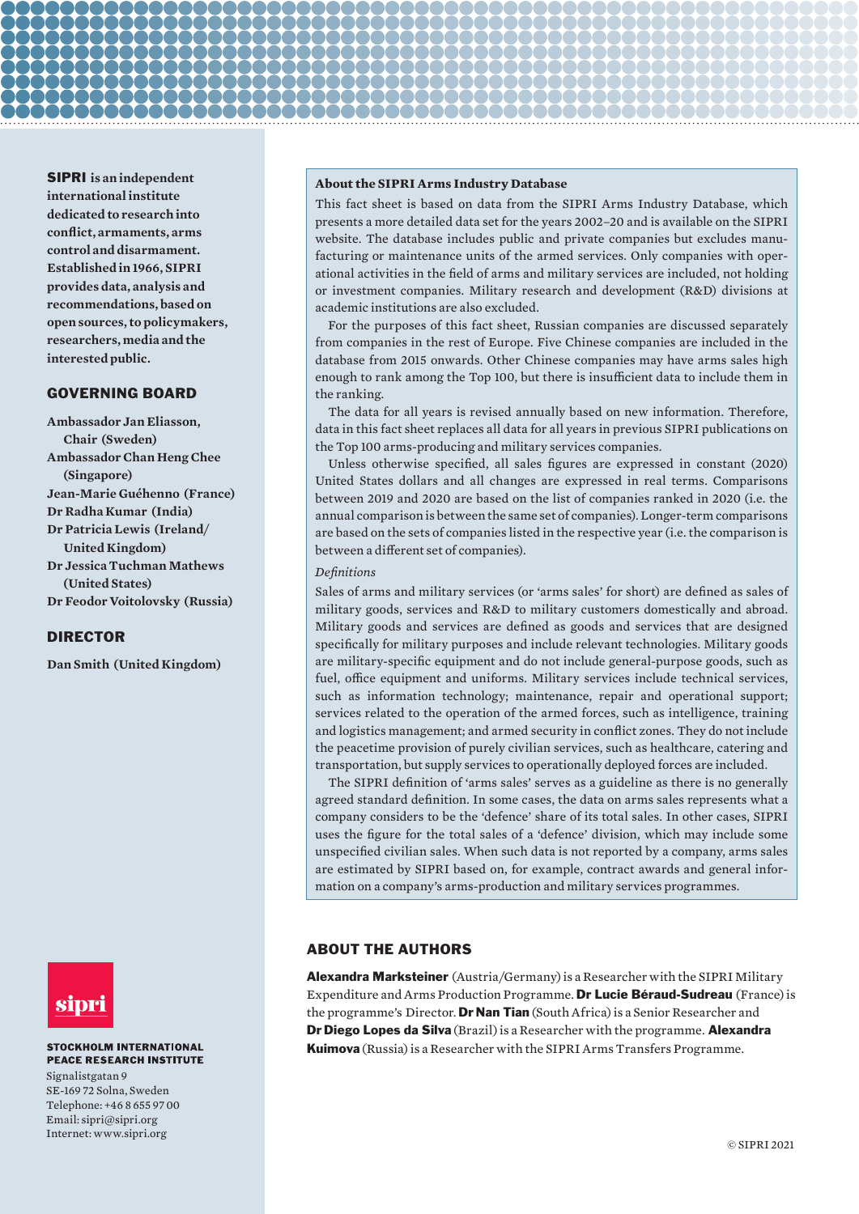**SIPRI** is an independent international institute dedicated to research into conflict, armaments, arms control and disarmament. Established in 1966, SIPRI provides data, analysis and recommendations, based on open sources, to policymakers, researchers, media and the interested public.

## GOVERNING BOARD

Ambassador Jan Eliasson, Chair (Sweden)
Ambassador Chan Heng Chee (Singapore)
Jean-Marie Guéhenno (France)
Dr Radha Kumar (India)
Dr Patricia Lewis (Ireland/ United Kingdom)
Dr Jessica Tuchman Mathews (United States)
Dr Feodor Voitolovsky (Russia)

## DIRECTOR

Dan Smith (United Kingdom)

### About the SIPRI Arms Industry Database

This fact sheet is based on data from the SIPRI Arms Industry Database, which presents a more detailed data set for the years 2002–20 and is available on the SIPRI website. The database includes public and private companies but excludes manufacturing or maintenance units of the armed services. Only companies with operational activities in the field of arms and military services are included, not holding or investment companies. Military research and development (R&D) divisions at academic institutions are also excluded.

For the purposes of this fact sheet, Russian companies are discussed separately from companies in the rest of Europe. Five Chinese companies are included in the database from 2015 onwards. Other Chinese companies may have arms sales high enough to rank among the Top 100, but there is insufficient data to include them in the ranking.

The data for all years is revised annually based on new information. Therefore, data in this fact sheet replaces all data for all years in previous SIPRI publications on the Top 100 arms-producing and military services companies.

Unless otherwise specified, all sales figures are expressed in constant (2020) United States dollars and all changes are expressed in real terms. Comparisons between 2019 and 2020 are based on the list of companies ranked in 2020 (i.e. the annual comparison is between the same set of companies). Longer-term comparisons are based on the sets of companies listed in the respective year (i.e. the comparison is between a different set of companies).

*Definitions*

Sales of arms and military services (or 'arms sales' for short) are defined as sales of military goods, services and R&D to military customers domestically and abroad. Military goods and services are defined as goods and services that are designed specifically for military purposes and include relevant technologies. Military goods are military-specific equipment and do not include general-purpose goods, such as fuel, office equipment and uniforms. Military services include technical services, such as information technology; maintenance, repair and operational support; services related to the operation of the armed forces, such as intelligence, training and logistics management; and armed security in conflict zones. They do not include the peacetime provision of purely civilian services, such as healthcare, catering and transportation, but supply services to operationally deployed forces are included.

The SIPRI definition of 'arms sales' serves as a guideline as there is no generally agreed standard definition. In some cases, the data on arms sales represents what a company considers to be the 'defence' share of its total sales. In other cases, SIPRI uses the figure for the total sales of a 'defence' division, which may include some unspecified civilian sales. When such data is not reported by a company, arms sales are estimated by SIPRI based on, for example, contract awards and general information on a company's arms-production and military services programmes.

## ABOUT THE AUTHORS

**Alexandra Marksteiner** (Austria/Germany) is a Researcher with the SIPRI Military Expenditure and Arms Production Programme. **Dr Lucie Béraud-Sudreau** (France) is the programme's Director. **Dr Nan Tian** (South Africa) is a Senior Researcher and **Dr Diego Lopes da Silva** (Brazil) is a Researcher with the programme. **Alexandra Kuimova** (Russia) is a Researcher with the SIPRI Arms Transfers Programme.

sipri

**STOCKHOLM INTERNATIONAL PEACE RESEARCH INSTITUTE**
Signalistgatan 9
SE-169 72 Solna, Sweden
Telephone: +46 8 655 97 00
Email: sipri@sipri.org
Internet: www.sipri.org

© SIPRI 2021